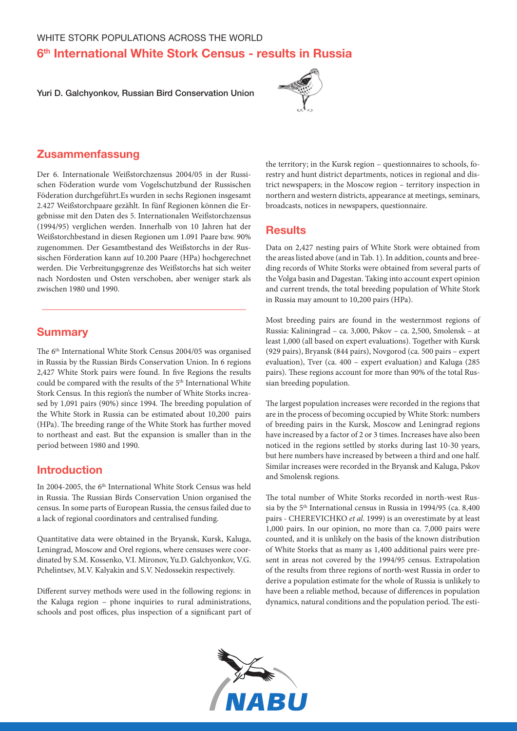WHITE STORK POPULATIONS ACROSS THE WORLD

# 6th International White Stork Census - results in Russia

**Yuri D. Galchyonkov, Russian Bird Conservation Union**

## Zusammenfassung

Der 6. Internationale Weißstorchzensus 2004/05 in der Russischen Föderation wurde vom Vogelschutzbund der Russischen Föderation durchgeführt.Es wurden in sechs Regionen insgesamt 2.427 Weißstorchpaare gezählt. In fünf Regionen können die Ergebnisse mit den Daten des 5. Internationalen Weißstorchzensus (1994/95) verglichen werden. Innerhalb von 10 Jahren hat der Weißstorchbestand in diesen Regionen um 1.091 Paare bzw. 90% zugenommen. Der Gesamtbestand des Weißstorchs in der Russischen Förderation kann auf 10.200 Paare (HPa) hochgerechnet werden. Die Verbreitungsgrenze des Weißstorchs hat sich weiter nach Nordosten und Osten verschoben, aber weniger stark als zwischen 1980 und 1990.

## Summary

The 6th International White Stork Census 2004/05 was organised in Russia by the Russian Birds Conservation Union. In 6 regions 2,427 White Stork pairs were found. In five Regions the results could be compared with the results of the 5th International White Stork Census. In this region's the number of White Storks increased by 1,091 pairs (90%) since 1994. The breeding population of the White Stork in Russia can be estimated about 10,200 pairs (HPa). The breeding range of the White Stork has further moved to northeast and east. But the expansion is smaller than in the period between 1980 and 1990.

## Introduction

In 2004-2005, the 6th International White Stork Census was held in Russia. The Russian Birds Conservation Union organised the census. In some parts of European Russia, the census failed due to a lack of regional coordinators and centralised funding.

Quantitative data were obtained in the Bryansk, Kursk, Kaluga, Leningrad, Moscow and Orel regions, where censuses were coordinated by S.M. Kossenko, V.I. Mironov, Yu.D. Galchyonkov, V.G. Pchelintsev, M.V. Kalyakin and S.V. Nedossekin respectively.

Different survey methods were used in the following regions: in the Kaluga region – phone inquiries to rural administrations, schools and post offices, plus inspection of a significant part of the territory; in the Kursk region – questionnaires to schools, forestry and hunt district departments, notices in regional and district newspapers; in the Moscow region – territory inspection in northern and western districts, appearance at meetings, seminars, broadcasts, notices in newspapers, questionnaire.

## Results

Data on 2,427 nesting pairs of White Stork were obtained from the areas listed above (and in Tab. 1). In addition, counts and breeding records of White Storks were obtained from several parts of the Volga basin and Dagestan. Taking into account expert opinion and current trends, the total breeding population of White Stork in Russia may amount to 10,200 pairs (HPa).

Most breeding pairs are found in the westernmost regions of Russia: Kaliningrad – ca. 3,000, Pskov – ca. 2,500, Smolensk – at least 1,000 (all based on expert evaluations). Together with Kursk (929 pairs), Bryansk (844 pairs), Novgorod (ca. 500 pairs – expert evaluation), Tver (ca. 400 – expert evaluation) and Kaluga (285 pairs). These regions account for more than 90% of the total Russian breeding population.

The largest population increases were recorded in the regions that are in the process of becoming occupied by White Stork: numbers of breeding pairs in the Kursk, Moscow and Leningrad regions have increased by a factor of 2 or 3 times. Increases have also been noticed in the regions settled by storks during last 10-30 years, but here numbers have increased by between a third and one half. Similar increases were recorded in the Bryansk and Kaluga, Pskov and Smolensk regions.

The total number of White Storks recorded in north-west Russia by the 5th International census in Russia in 1994/95 (ca. 8,400 pairs - CHEREVICHKO *et al.* 1999) is an overestimate by at least 1,000 pairs. In our opinion, no more than ca. 7,000 pairs were counted, and it is unlikely on the basis of the known distribution of White Storks that as many as 1,400 additional pairs were present in areas not covered by the 1994/95 census. Extrapolation of the results from three regions of north-west Russia in order to derive a population estimate for the whole of Russia is unlikely to have been a reliable method, because of differences in population dynamics, natural conditions and the population period. The esti-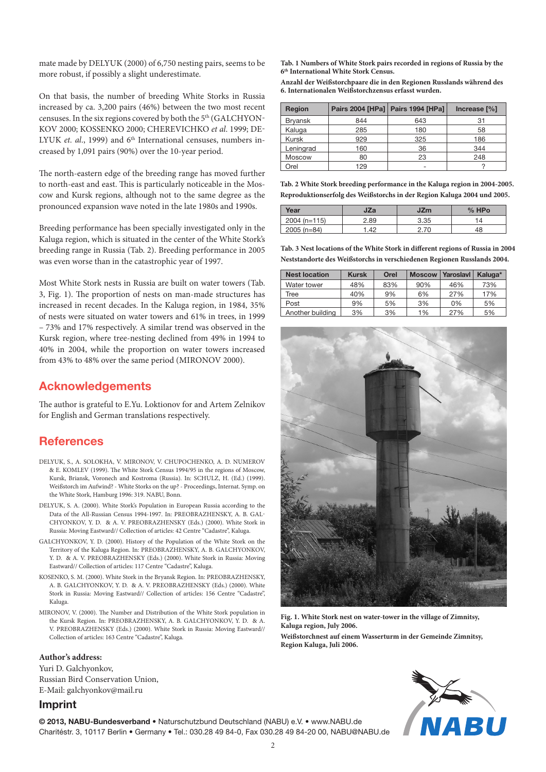mate made by DELYUK (2000) of 6,750 nesting pairs, seems to be more robust, if possibly a slight underestimate.

On that basis, the number of breeding White Storks in Russia increased by ca. 3,200 pairs (46%) between the two most recent censuses. In the six regions covered by both the 5th (GALCHYONKOV 2000; KOSSENKO 2000; CHEREVICHKO *et al.* 1999; DELYUK *et. al.*, 1999) and 6th International censuses, numbers increased by 1,091 pairs (90%) over the 10-year period.

The north-eastern edge of the breeding range has moved further to north-east and east. This is particularly noticeable in the Moscow and Kursk regions, although not to the same degree as the pronounced expansion wave noted in the late 1980s and 1990s.

Breeding performance has been specially investigated only in the Kaluga region, which is situated in the center of the White Stork's breeding range in Russia (Tab. 2). Breeding performance in 2005 was even worse than in the catastrophic year of 1997.

Most White Stork nests in Russia are built on water towers (Tab. 3, Fig. 1). The proportion of nests on man-made structures has increased in recent decades. In the Kaluga region, in 1984, 35% of nests were situated on water towers and 61% in trees, in 1999 – 73% and 17% respectively. A similar trend was observed in the Kursk region, where tree-nesting declined from 49% in 1994 to 40% in 2004, while the proportion on water towers increased from 43% to 48% over the same period (MIRONOV 2000).

## Acknowledgements

The author is grateful to E.Yu. Loktionov for and Artem Zelnikov for English and German translations respectively.

## References

DELYUK, S., A. SOLOKHA, V. MIRONOV, V. CHUPOCHENKO, A. D. NUMEROV & E. KOMLEV (1999). The White Stork Census 1994/95 in the regions of Moscow, Kursk, Briansk, Voronech and Kostroma (Russia). In: SCHULZ, H. (Ed.) (1999). Weißstorch im Aufwind? - White Storks on the up? - Proceedings, Internat. Symp. on the White Stork, Hamburg 1996: 319. NABU, Bonn.

DELYUK, S. A. (2000). White Stork's Population in European Russia according to the Data of the All-Russian Census 1994-1997. In: PREOBRAZHENSKY, A. B. GALCHYONKOV, Y. D. & A. V. PREOBRAZHENSKY (Eds.) (2000). White Stork in Russia: Moving Eastward// Collection of articles: 42 Centre "Cadastre", Kaluga.

GALCHYONKOV, Y. D. (2000). History of the Population of the White Stork on the Territory of the Kaluga Region. In: PREOBRAZHENSKY, A. B. GALCHYONKOV, Y. D. & A. V. PREOBRAZHENSKY (Eds.) (2000). White Stork in Russia: Moving Eastward// Collection of articles: 117 Centre "Cadastre", Kaluga.

KOSENKO, S. M. (2000). White Stork in the Bryansk Region. In: PREOBRAZHENSKY, A. B. GALCHYONKOV, Y. D. & A. V. PREOBRAZHENSKY (Eds.) (2000). White Stork in Russia: Moving Eastward// Collection of articles: 156 Centre "Cadastre", Kaluga.

MIRONOV, V. (2000). The Number and Distribution of the White Stork population in the Kursk Region. In: PREOBRAZHENSKY, A. B. GALCHYONKOV, Y. D. & A. V. PREOBRAZHENSKY (Eds.) (2000). White Stork in Russia: Moving Eastward// Collection of articles: 163 Centre "Cadastre", Kaluga.

**Author's address:**
Yuri D. Galchyonkov,
Russian Bird Conservation Union,
E-Mail: galchyonkov@mail.ru

**Tab. 1 Numbers of White Stork pairs recorded in regions of Russia by the 6th International White Stork Census.**

**Anzahl der Weißstorchpaare die in den Regionen Russlands während des 6. Internationalen Weißstorchzensus erfasst wurden.**

| Region | Pairs 2004 [HPa] | Pairs 1994 [HPa] | Increase [%] |
|---|---|---|---|
| Bryansk | 844 | 643 | 31 |
| Kaluga | 285 | 180 | 58 |
| Kursk | 929 | 325 | 186 |
| Leningrad | 160 | 36 | 344 |
| Moscow | 80 | 23 | 248 |
| Orel | 129 | - | ? |

**Tab. 2 White Stork breeding performance in the Kaluga region in 2004-2005.**
**Reproduktionserfolg des Weißstorchs in der Region Kaluga 2004 und 2005.**

| Year | JZa | JZm | % HPo |
|---|---|---|---|
| 2004 (n=115) | 2.89 | 3.35 | 14 |
| 2005 (n=84) | 1.42 | 2.70 | 48 |

**Tab. 3 Nest locations of the White Stork in different regions of Russia in 2004**
**Neststandorte des Weißstorchs in verschiedenen Regionen Russlands 2004.**

| Nest location | Kursk | Orel | Moscow | Yaroslavl | Kaluga* |
|---|---|---|---|---|---|
| Water tower | 48% | 83% | 90% | 46% | 73% |
| Tree | 40% | 9% | 6% | 27% | 17% |
| Post | 9% | 5% | 3% | 0% | 5% |
| Another building | 3% | 3% | 1% | 27% | 5% |

**Fig. 1. White Stork nest on water-tower in the village of Zimnitsy, Kaluga region, July 2006.**

**Weißstorchnest auf einem Wasserturm in der Gemeinde Zimnitsy, Region Kaluga, Juli 2006.**

## Imprint

**© 2013, NABU-Bundesverband** • Naturschutzbund Deutschland (NABU) e.V. • www.NABU.de
Charitéstr. 3, 10117 Berlin • Germany • Tel.: 030.28 49 84-0, Fax 030.28 49 84-20 00, NABU@NABU.de